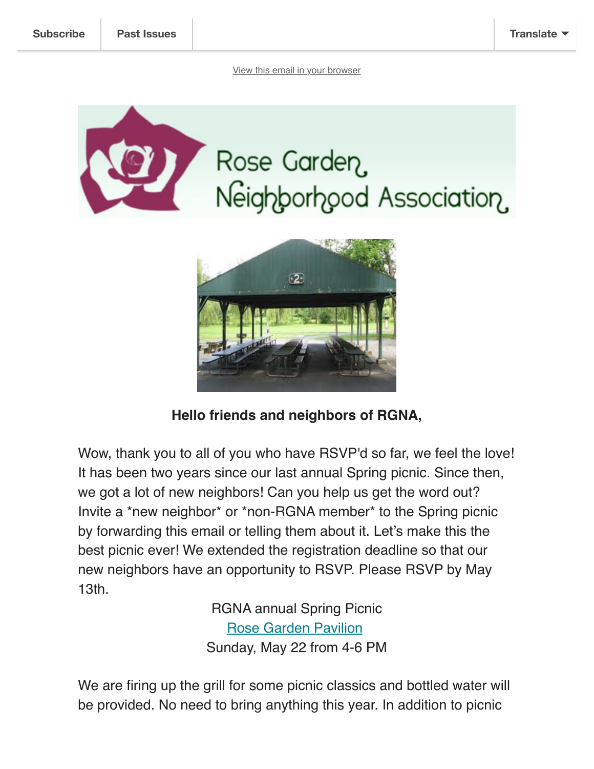Subscribe | Past Issues | Translate

View this email in your browser

Rose Garden Neighborhood Association

**Hello friends and neighbors of RGNA,**

Wow, thank you to all of you who have RSVP'd so far, we feel the love! It has been two years since our last annual Spring picnic. Since then, we got a lot of new neighbors! Can you help us get the word out? Invite a *new neighbor* or *non-RGNA member* to the Spring picnic by forwarding this email or telling them about it. Let's make this the best picnic ever! We extended the registration deadline so that our new neighbors have an opportunity to RSVP. Please RSVP by May 13th.

RGNA annual Spring Picnic
Rose Garden Pavilion
Sunday, May 22 from 4-6 PM

We are firing up the grill for some picnic classics and bottled water will be provided. No need to bring anything this year. In addition to picnic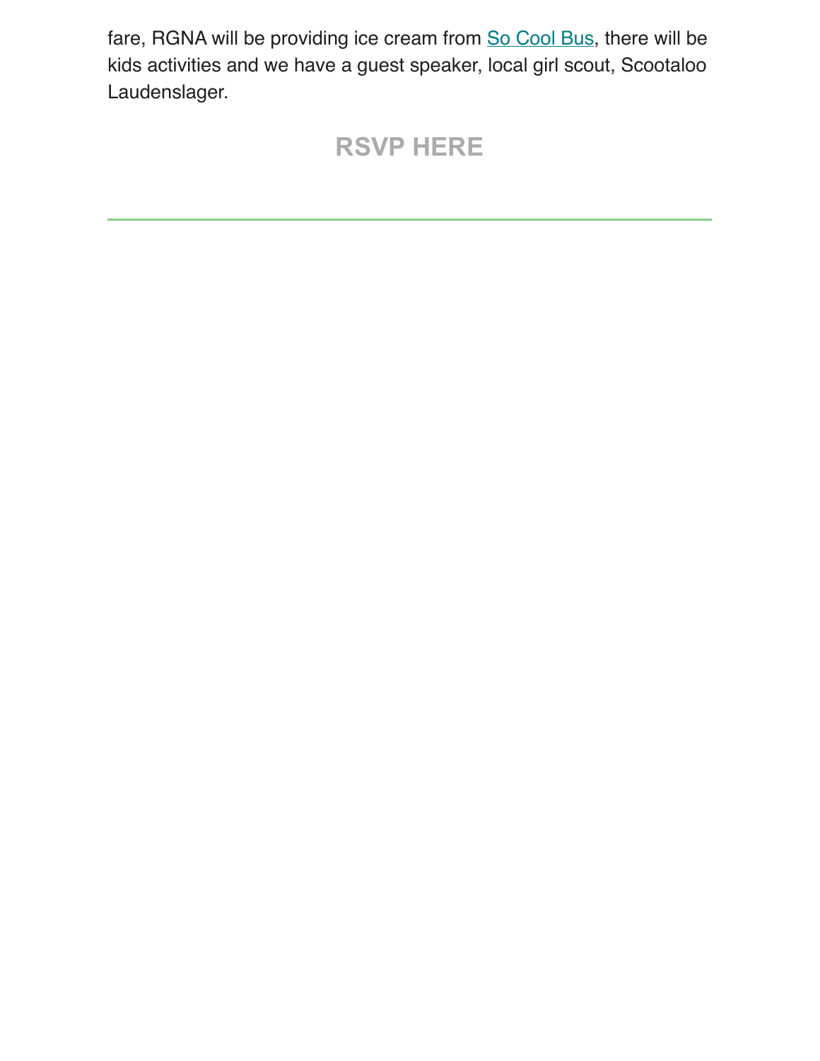fare, RGNA will be providing ice cream from So Cool Bus, there will be kids activities and we have a guest speaker, local girl scout, Scootaloo Laudenslager.

**RSVP HERE**

---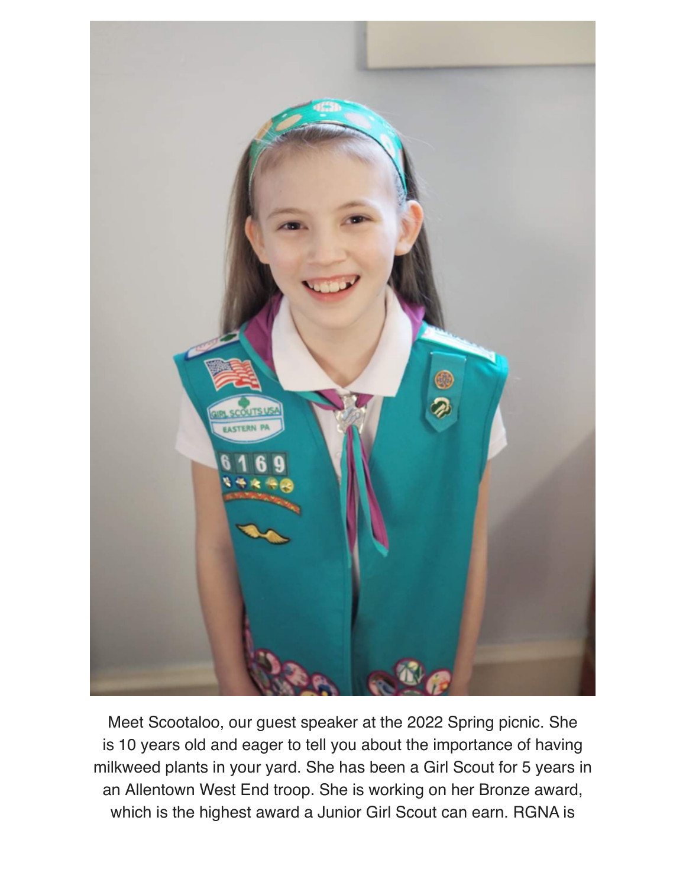Meet Scootaloo, our guest speaker at the 2022 Spring picnic. She is 10 years old and eager to tell you about the importance of having milkweed plants in your yard. She has been a Girl Scout for 5 years in an Allentown West End troop. She is working on her Bronze award, which is the highest award a Junior Girl Scout can earn. RGNA is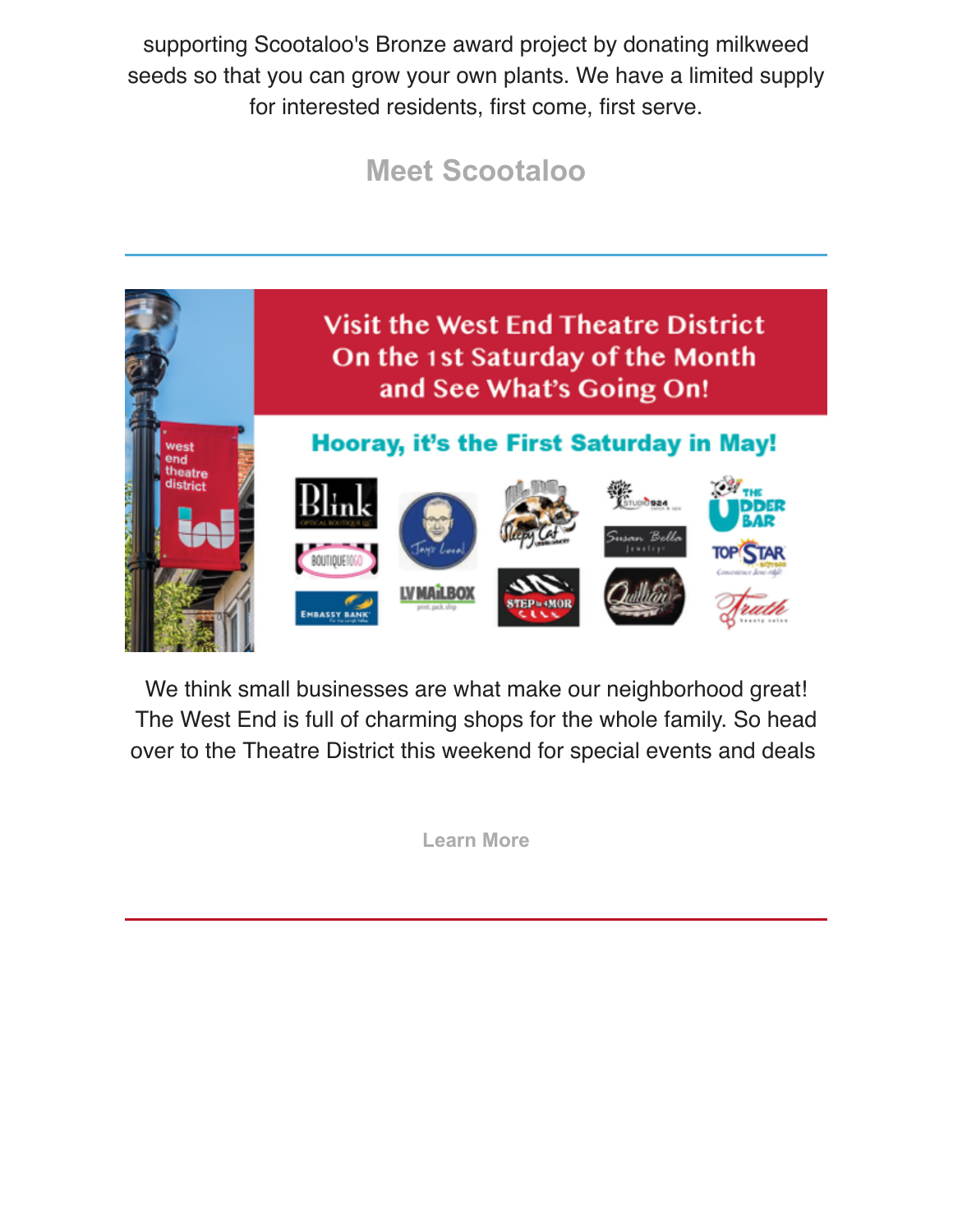supporting Scootaloo's Bronze award project by donating milkweed seeds so that you can grow your own plants. We have a limited supply for interested residents, first come, first serve.

**Meet Scootaloo**

---

Visit the West End Theatre District On the 1st Saturday of the Month and See What's Going On!

Hooray, it's the First Saturday in May!

We think small businesses are what make our neighborhood great! The West End is full of charming shops for the whole family. So head over to the Theatre District this weekend for special events and deals

**Learn More**

---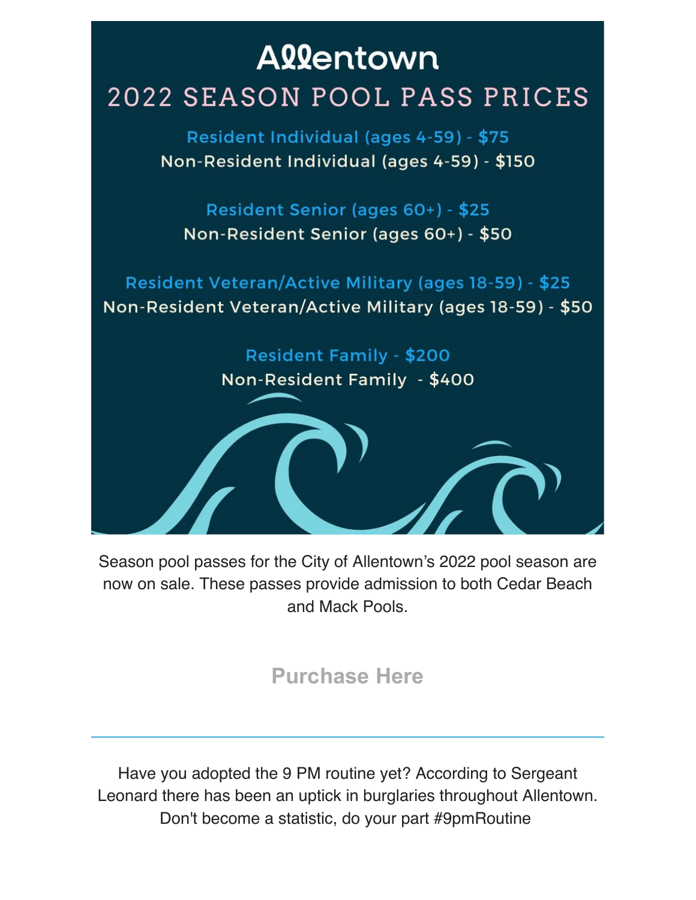# Allentown

## 2022 SEASON POOL PASS PRICES

Resident Individual (ages 4-59) - $75
Non-Resident Individual (ages 4-59) - $150

Resident Senior (ages 60+) - $25
Non-Resident Senior (ages 60+) - $50

Resident Veteran/Active Military (ages 18-59) - $25
Non-Resident Veteran/Active Military (ages 18-59) - $50

Resident Family - $200
Non-Resident Family - $400

Season pool passes for the City of Allentown's 2022 pool season are now on sale. These passes provide admission to both Cedar Beach and Mack Pools.

**Purchase Here**

---

Have you adopted the 9 PM routine yet? According to Sergeant Leonard there has been an uptick in burglaries throughout Allentown. Don't become a statistic, do your part #9pmRoutine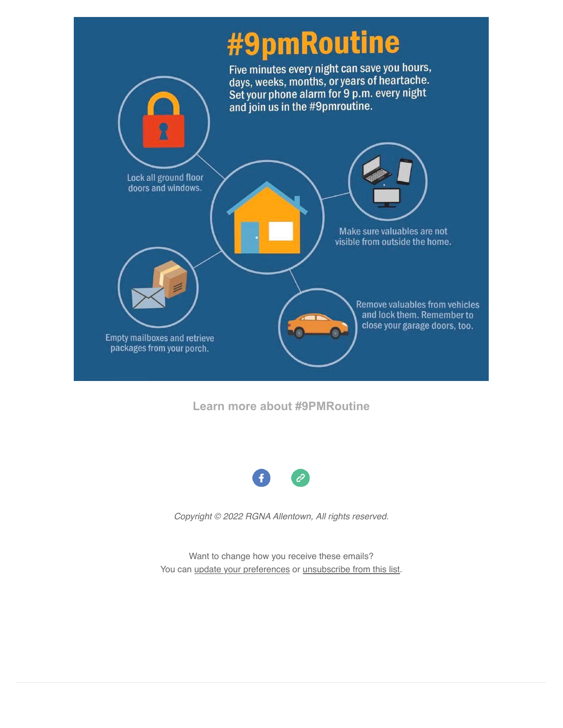# #9pmRoutine

Five minutes every night can save you hours, days, weeks, months, or years of heartache. Set your phone alarm for 9 p.m. every night and join us in the #9pmroutine.

- Lock all ground floor doors and windows.
- Make sure valuables are not visible from outside the home.
- Empty mailboxes and retrieve packages from your porch.
- Remove valuables from vehicles and lock them. Remember to close your garage doors, too.

**Learn more about #9PMRoutine**

*Copyright © 2022 RGNA Allentown, All rights reserved.*

Want to change how you receive these emails?
You can update your preferences or unsubscribe from this list.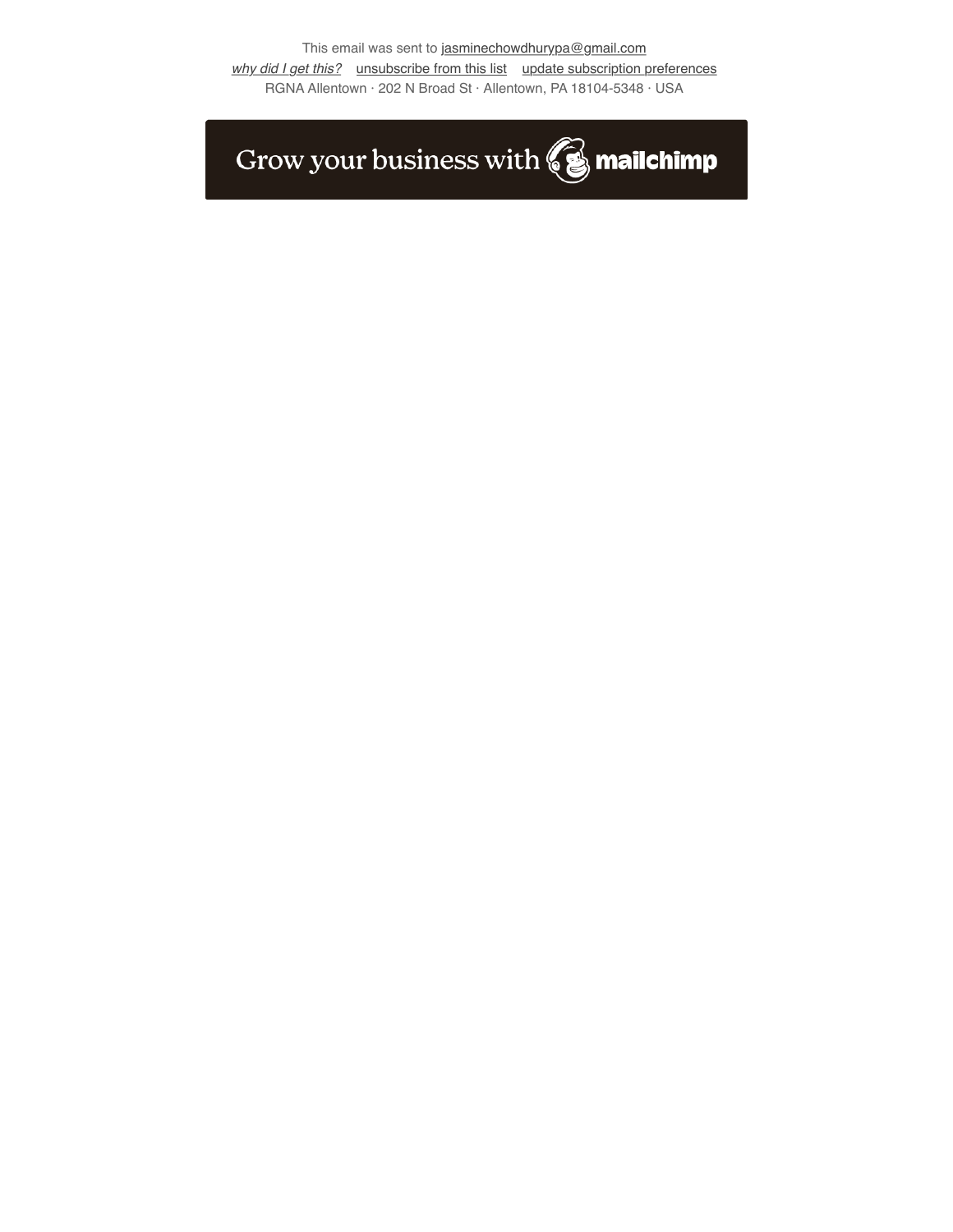This email was sent to jasminechowdhurypa@gmail.com

*why did I get this?*    unsubscribe from this list    update subscription preferences

RGNA Allentown · 202 N Broad St · Allentown, PA 18104-5348 · USA

Grow your business with mailchimp